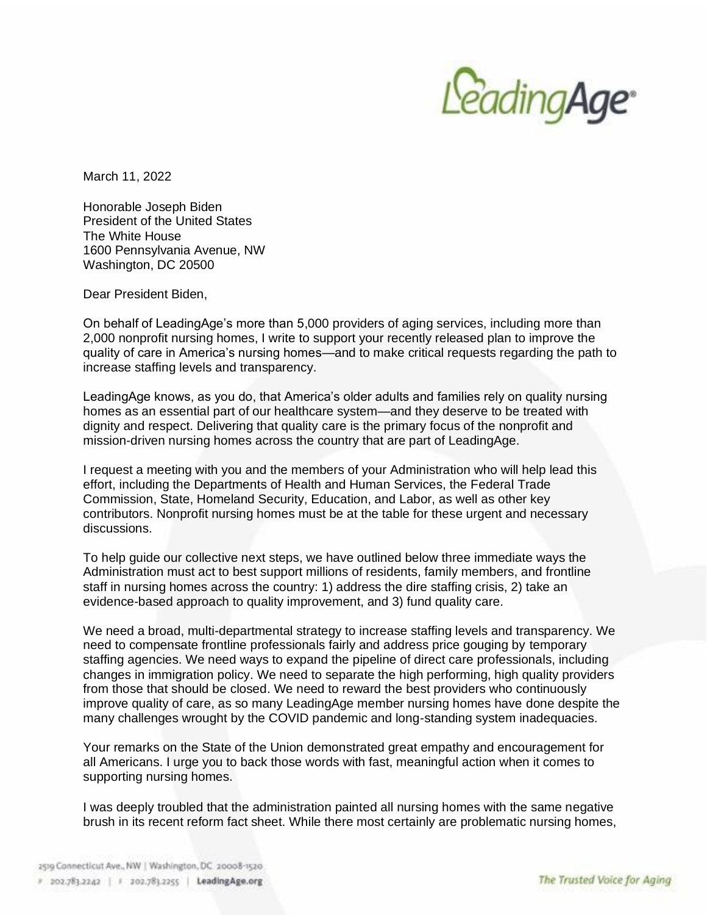March 11, 2022

Honorable Joseph Biden
President of the United States
The White House
1600 Pennsylvania Avenue, NW
Washington, DC 20500

Dear President Biden,

On behalf of LeadingAge's more than 5,000 providers of aging services, including more than 2,000 nonprofit nursing homes, I write to support your recently released plan to improve the quality of care in America's nursing homes—and to make critical requests regarding the path to increase staffing levels and transparency.

LeadingAge knows, as you do, that America's older adults and families rely on quality nursing homes as an essential part of our healthcare system—and they deserve to be treated with dignity and respect. Delivering that quality care is the primary focus of the nonprofit and mission-driven nursing homes across the country that are part of LeadingAge.

I request a meeting with you and the members of your Administration who will help lead this effort, including the Departments of Health and Human Services, the Federal Trade Commission, State, Homeland Security, Education, and Labor, as well as other key contributors. Nonprofit nursing homes must be at the table for these urgent and necessary discussions.

To help guide our collective next steps, we have outlined below three immediate ways the Administration must act to best support millions of residents, family members, and frontline staff in nursing homes across the country: 1) address the dire staffing crisis, 2) take an evidence-based approach to quality improvement, and 3) fund quality care.

We need a broad, multi-departmental strategy to increase staffing levels and transparency. We need to compensate frontline professionals fairly and address price gouging by temporary staffing agencies. We need ways to expand the pipeline of direct care professionals, including changes in immigration policy. We need to separate the high performing, high quality providers from those that should be closed. We need to reward the best providers who continuously improve quality of care, as so many LeadingAge member nursing homes have done despite the many challenges wrought by the COVID pandemic and long-standing system inadequacies.

Your remarks on the State of the Union demonstrated great empathy and encouragement for all Americans. I urge you to back those words with fast, meaningful action when it comes to supporting nursing homes.

I was deeply troubled that the administration painted all nursing homes with the same negative brush in its recent reform fact sheet. While there most certainly are problematic nursing homes,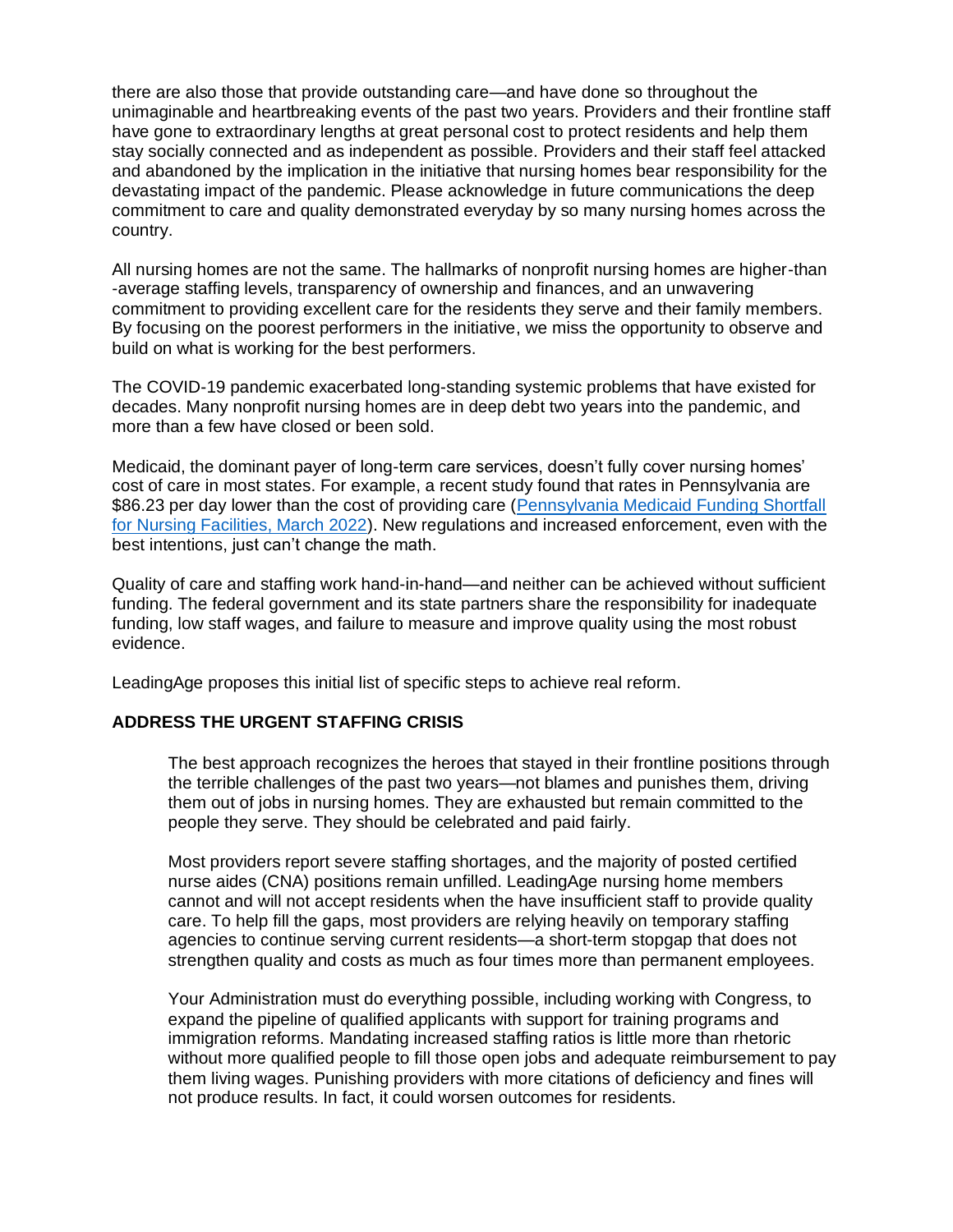there are also those that provide outstanding care—and have done so throughout the unimaginable and heartbreaking events of the past two years. Providers and their frontline staff have gone to extraordinary lengths at great personal cost to protect residents and help them stay socially connected and as independent as possible. Providers and their staff feel attacked and abandoned by the implication in the initiative that nursing homes bear responsibility for the devastating impact of the pandemic. Please acknowledge in future communications the deep commitment to care and quality demonstrated everyday by so many nursing homes across the country.

All nursing homes are not the same. The hallmarks of nonprofit nursing homes are higher-than-average staffing levels, transparency of ownership and finances, and an unwavering commitment to providing excellent care for the residents they serve and their family members. By focusing on the poorest performers in the initiative, we miss the opportunity to observe and build on what is working for the best performers.

The COVID-19 pandemic exacerbated long-standing systemic problems that have existed for decades. Many nonprofit nursing homes are in deep debt two years into the pandemic, and more than a few have closed or been sold.

Medicaid, the dominant payer of long-term care services, doesn't fully cover nursing homes' cost of care in most states. For example, a recent study found that rates in Pennsylvania are $86.23 per day lower than the cost of providing care (Pennsylvania Medicaid Funding Shortfall for Nursing Facilities, March 2022). New regulations and increased enforcement, even with the best intentions, just can't change the math.

Quality of care and staffing work hand-in-hand—and neither can be achieved without sufficient funding. The federal government and its state partners share the responsibility for inadequate funding, low staff wages, and failure to measure and improve quality using the most robust evidence.

LeadingAge proposes this initial list of specific steps to achieve real reform.

**ADDRESS THE URGENT STAFFING CRISIS**

The best approach recognizes the heroes that stayed in their frontline positions through the terrible challenges of the past two years—not blames and punishes them, driving them out of jobs in nursing homes. They are exhausted but remain committed to the people they serve. They should be celebrated and paid fairly.

Most providers report severe staffing shortages, and the majority of posted certified nurse aides (CNA) positions remain unfilled. LeadingAge nursing home members cannot and will not accept residents when the have insufficient staff to provide quality care. To help fill the gaps, most providers are relying heavily on temporary staffing agencies to continue serving current residents—a short-term stopgap that does not strengthen quality and costs as much as four times more than permanent employees.

Your Administration must do everything possible, including working with Congress, to expand the pipeline of qualified applicants with support for training programs and immigration reforms. Mandating increased staffing ratios is little more than rhetoric without more qualified people to fill those open jobs and adequate reimbursement to pay them living wages. Punishing providers with more citations of deficiency and fines will not produce results. In fact, it could worsen outcomes for residents.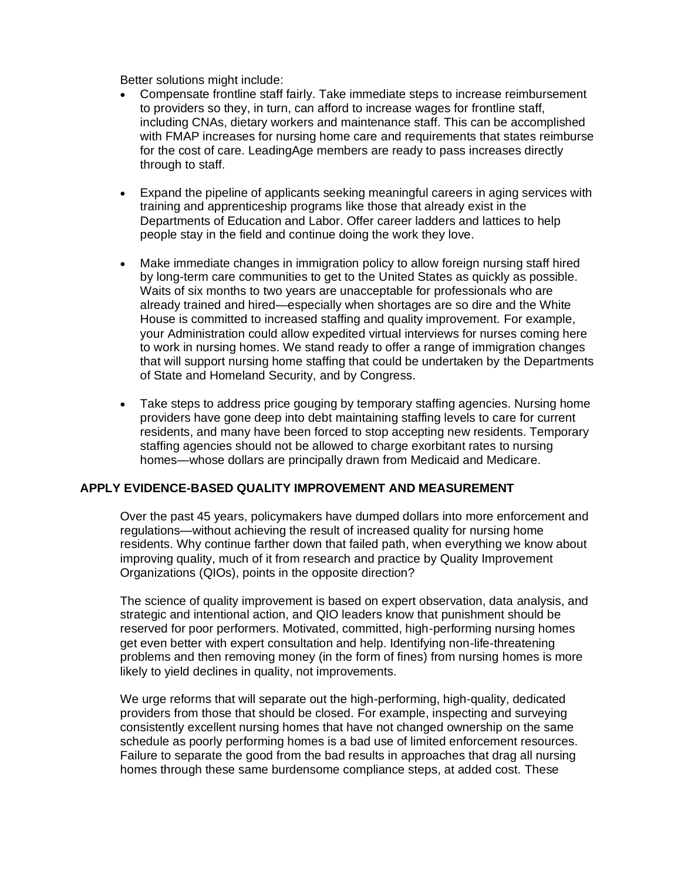Better solutions might include:

- Compensate frontline staff fairly. Take immediate steps to increase reimbursement to providers so they, in turn, can afford to increase wages for frontline staff, including CNAs, dietary workers and maintenance staff. This can be accomplished with FMAP increases for nursing home care and requirements that states reimburse for the cost of care. LeadingAge members are ready to pass increases directly through to staff.

- Expand the pipeline of applicants seeking meaningful careers in aging services with training and apprenticeship programs like those that already exist in the Departments of Education and Labor. Offer career ladders and lattices to help people stay in the field and continue doing the work they love.

- Make immediate changes in immigration policy to allow foreign nursing staff hired by long-term care communities to get to the United States as quickly as possible. Waits of six months to two years are unacceptable for professionals who are already trained and hired—especially when shortages are so dire and the White House is committed to increased staffing and quality improvement. For example, your Administration could allow expedited virtual interviews for nurses coming here to work in nursing homes. We stand ready to offer a range of immigration changes that will support nursing home staffing that could be undertaken by the Departments of State and Homeland Security, and by Congress.

- Take steps to address price gouging by temporary staffing agencies. Nursing home providers have gone deep into debt maintaining staffing levels to care for current residents, and many have been forced to stop accepting new residents. Temporary staffing agencies should not be allowed to charge exorbitant rates to nursing homes—whose dollars are principally drawn from Medicaid and Medicare.

## APPLY EVIDENCE-BASED QUALITY IMPROVEMENT AND MEASUREMENT

Over the past 45 years, policymakers have dumped dollars into more enforcement and regulations—without achieving the result of increased quality for nursing home residents. Why continue farther down that failed path, when everything we know about improving quality, much of it from research and practice by Quality Improvement Organizations (QIOs), points in the opposite direction?

The science of quality improvement is based on expert observation, data analysis, and strategic and intentional action, and QIO leaders know that punishment should be reserved for poor performers. Motivated, committed, high-performing nursing homes get even better with expert consultation and help. Identifying non-life-threatening problems and then removing money (in the form of fines) from nursing homes is more likely to yield declines in quality, not improvements.

We urge reforms that will separate out the high-performing, high-quality, dedicated providers from those that should be closed. For example, inspecting and surveying consistently excellent nursing homes that have not changed ownership on the same schedule as poorly performing homes is a bad use of limited enforcement resources. Failure to separate the good from the bad results in approaches that drag all nursing homes through these same burdensome compliance steps, at added cost. These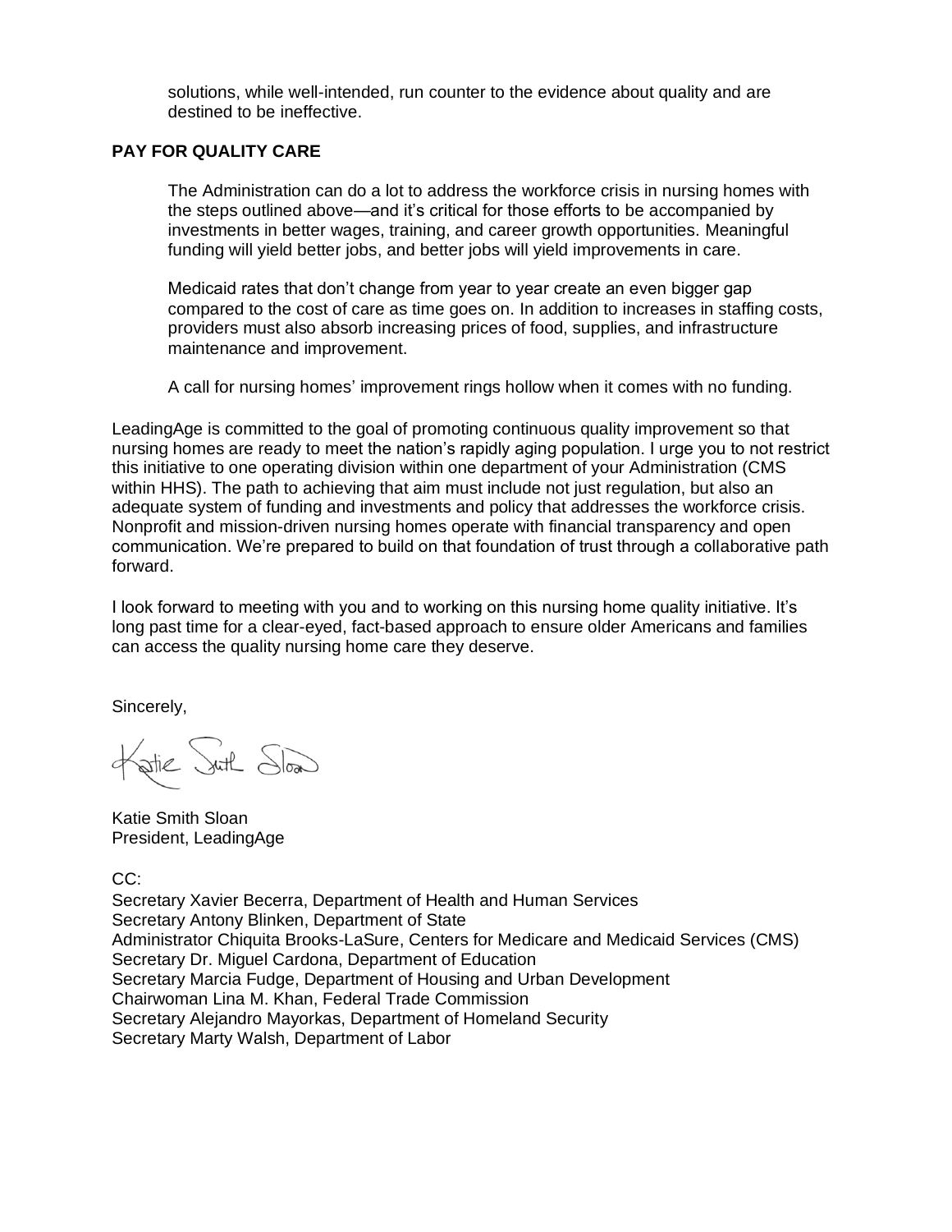solutions, while well-intended, run counter to the evidence about quality and are destined to be ineffective.

**PAY FOR QUALITY CARE**

The Administration can do a lot to address the workforce crisis in nursing homes with the steps outlined above—and it's critical for those efforts to be accompanied by investments in better wages, training, and career growth opportunities. Meaningful funding will yield better jobs, and better jobs will yield improvements in care.

Medicaid rates that don't change from year to year create an even bigger gap compared to the cost of care as time goes on. In addition to increases in staffing costs, providers must also absorb increasing prices of food, supplies, and infrastructure maintenance and improvement.

A call for nursing homes' improvement rings hollow when it comes with no funding.

LeadingAge is committed to the goal of promoting continuous quality improvement so that nursing homes are ready to meet the nation's rapidly aging population. I urge you to not restrict this initiative to one operating division within one department of your Administration (CMS within HHS). The path to achieving that aim must include not just regulation, but also an adequate system of funding and investments and policy that addresses the workforce crisis. Nonprofit and mission-driven nursing homes operate with financial transparency and open communication. We're prepared to build on that foundation of trust through a collaborative path forward.

I look forward to meeting with you and to working on this nursing home quality initiative. It's long past time for a clear-eyed, fact-based approach to ensure older Americans and families can access the quality nursing home care they deserve.

Sincerely,

Katie Smith Sloan

Katie Smith Sloan
President, LeadingAge

CC:
Secretary Xavier Becerra, Department of Health and Human Services
Secretary Antony Blinken, Department of State
Administrator Chiquita Brooks-LaSure, Centers for Medicare and Medicaid Services (CMS)
Secretary Dr. Miguel Cardona, Department of Education
Secretary Marcia Fudge, Department of Housing and Urban Development
Chairwoman Lina M. Khan, Federal Trade Commission
Secretary Alejandro Mayorkas, Department of Homeland Security
Secretary Marty Walsh, Department of Labor